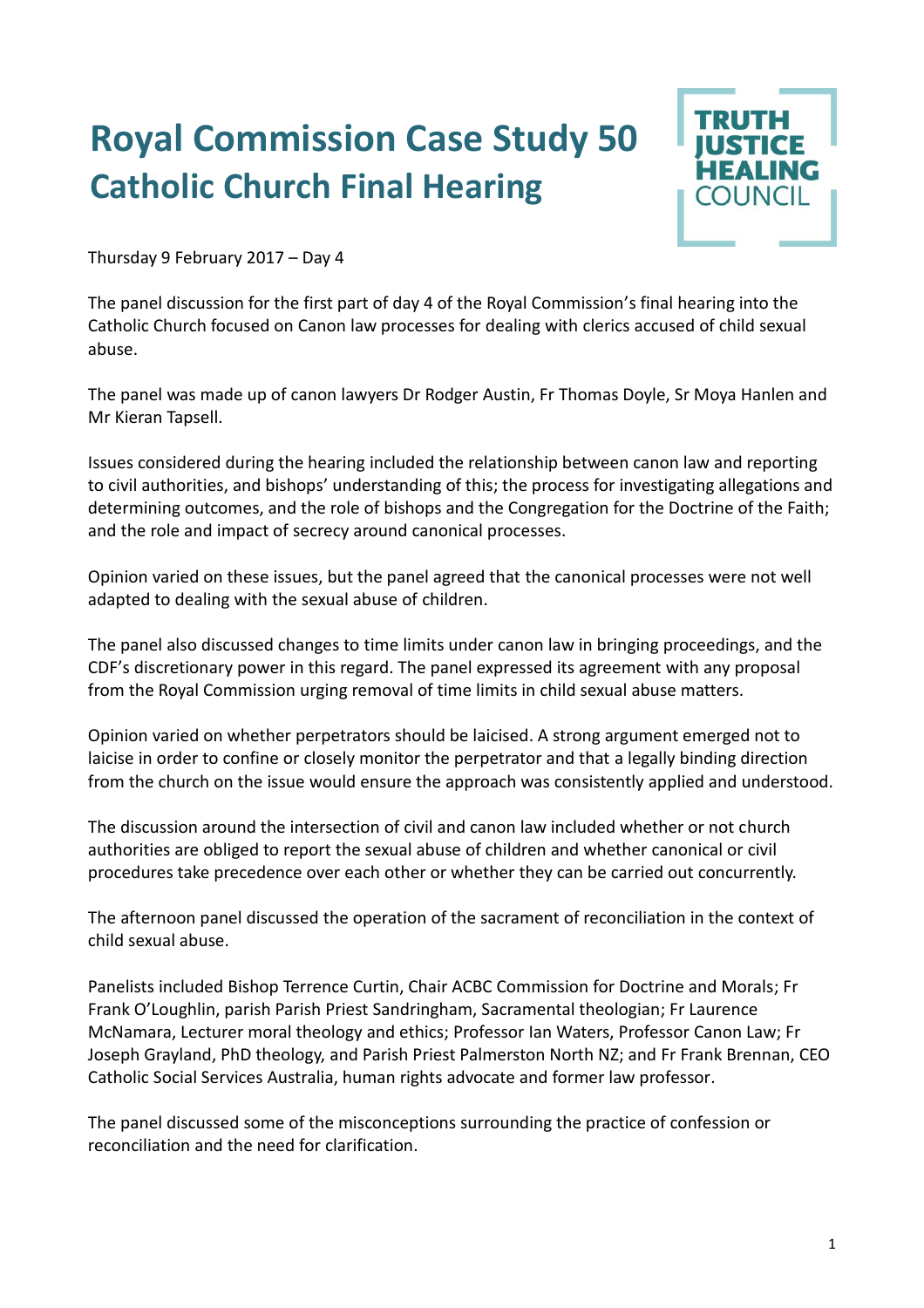# Royal Commission Case Study 50
## Catholic Church Final Hearing

TRUTH JUSTICE HEALING COUNCIL

Thursday 9 February 2017 – Day 4

The panel discussion for the first part of day 4 of the Royal Commission's final hearing into the Catholic Church focused on Canon law processes for dealing with clerics accused of child sexual abuse.

The panel was made up of canon lawyers Dr Rodger Austin, Fr Thomas Doyle, Sr Moya Hanlen and Mr Kieran Tapsell.

Issues considered during the hearing included the relationship between canon law and reporting to civil authorities, and bishops' understanding of this; the process for investigating allegations and determining outcomes, and the role of bishops and the Congregation for the Doctrine of the Faith; and the role and impact of secrecy around canonical processes.

Opinion varied on these issues, but the panel agreed that the canonical processes were not well adapted to dealing with the sexual abuse of children.

The panel also discussed changes to time limits under canon law in bringing proceedings, and the CDF's discretionary power in this regard. The panel expressed its agreement with any proposal from the Royal Commission urging removal of time limits in child sexual abuse matters.

Opinion varied on whether perpetrators should be laicised. A strong argument emerged not to laicise in order to confine or closely monitor the perpetrator and that a legally binding direction from the church on the issue would ensure the approach was consistently applied and understood.

The discussion around the intersection of civil and canon law included whether or not church authorities are obliged to report the sexual abuse of children and whether canonical or civil procedures take precedence over each other or whether they can be carried out concurrently.

The afternoon panel discussed the operation of the sacrament of reconciliation in the context of child sexual abuse.

Panelists included Bishop Terrence Curtin, Chair ACBC Commission for Doctrine and Morals; Fr Frank O'Loughlin, parish Parish Priest Sandringham, Sacramental theologian; Fr Laurence McNamara, Lecturer moral theology and ethics; Professor Ian Waters, Professor Canon Law; Fr Joseph Grayland, PhD theology, and Parish Priest Palmerston North NZ; and Fr Frank Brennan, CEO Catholic Social Services Australia, human rights advocate and former law professor.

The panel discussed some of the misconceptions surrounding the practice of confession or reconciliation and the need for clarification.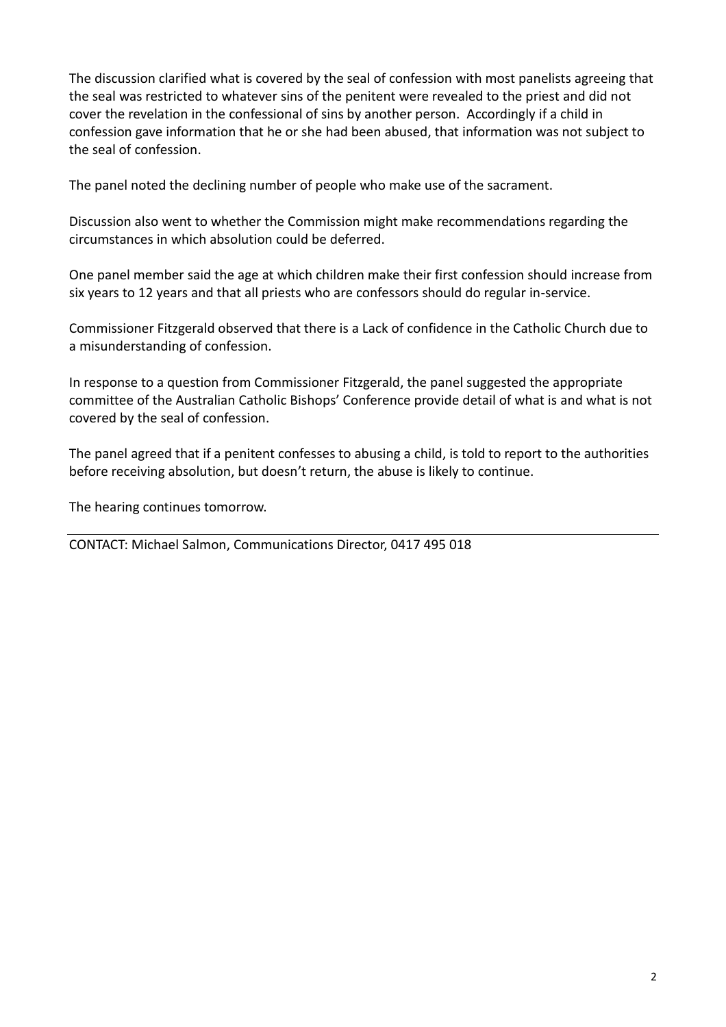The discussion clarified what is covered by the seal of confession with most panelists agreeing that the seal was restricted to whatever sins of the penitent were revealed to the priest and did not cover the revelation in the confessional of sins by another person. Accordingly if a child in confession gave information that he or she had been abused, that information was not subject to the seal of confession.

The panel noted the declining number of people who make use of the sacrament.

Discussion also went to whether the Commission might make recommendations regarding the circumstances in which absolution could be deferred.

One panel member said the age at which children make their first confession should increase from six years to 12 years and that all priests who are confessors should do regular in-service.

Commissioner Fitzgerald observed that there is a Lack of confidence in the Catholic Church due to a misunderstanding of confession.

In response to a question from Commissioner Fitzgerald, the panel suggested the appropriate committee of the Australian Catholic Bishops' Conference provide detail of what is and what is not covered by the seal of confession.

The panel agreed that if a penitent confesses to abusing a child, is told to report to the authorities before receiving absolution, but doesn't return, the abuse is likely to continue.

The hearing continues tomorrow.

---

CONTACT: Michael Salmon, Communications Director, 0417 495 018